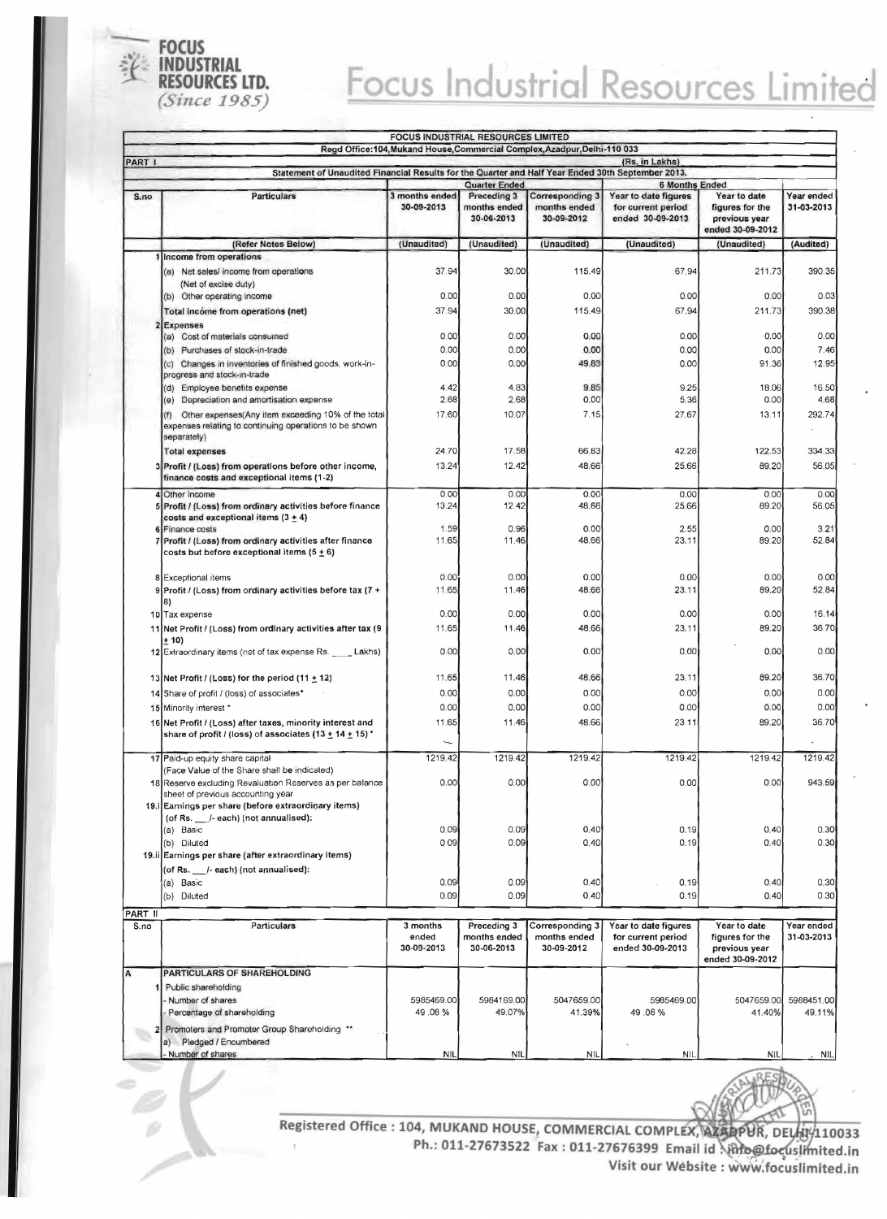# Focus Industrial Resources Limited

FOCUS INDUSTRIAL RESOURCES LTD. (Since 1985)

**FOCUS INDUSTRIAL RESOURCES LIMITED**

Regd Office:104,Mukand House,Commercial Complex,Azadpur,Delhi-110 033

PART I

(Rs. in Lakhs)

Statement of Unaudited Financial Results for the Quarter and Half Year Ended 30th September 2013.

| S.no | Particulars | Quarter Ended | | | 6 Months Ended | | |
|---|---|---|---|---|---|---|---|
| | | 3 months ended 30-09-2013 | Preceding 3 months ended 30-06-2013 | Corresponding 3 months ended 30-09-2012 | Year to date figures for current period ended 30-09-2013 | Year to date figures for the previous year ended 30-09-2012 | Year ended 31-03-2013 |
| | (Refer Notes Below) | (Unaudited) | (Unaudited) | (Unaudited) | (Unaudited) | (Unaudited) | (Audited) |
| 1 | **Income from operations** | | | | | | |
| | (a) Net sales/ income from operations (Net of excise duty) | 37.94 | 30.00 | 115.49 | 67.94 | 211.73 | 390.35 |
| | (b) Other operating income | 0.00 | 0.00 | 0.00 | 0.00 | 0.00 | 0.03 |
| | **Total income from operations (net)** | 37.94 | 30.00 | 115.49 | 67.94 | 211.73 | 390.38 |
| 2 | **Expenses** | | | | | | |
| | (a) Cost of materials consumed | 0.00 | 0.00 | 0.00 | 0.00 | 0.00 | 0.00 |
| | (b) Purchases of stock-in-trade | 0.00 | 0.00 | 0.00 | 0.00 | 0.00 | 7.46 |
| | (c) Changes in inventories of finished goods, work-in-progress and stock-in-trade | 0.00 | 0.00 | 49.83 | 0.00 | 91.36 | 12.95 |
| | (d) Employee benefits expense | 4.42 | 4.83 | 9.85 | 9.25 | 18.06 | 16.50 |
| | (e) Depreciation and amortisation expense | 2.68 | 2.68 | 0.00 | 5.36 | 0.00 | 4.68 |
| | (f) Other expenses(Any item exceeding 10% of the total expenses relating to continuing operations to be shown separately) | 17.60 | 10.07 | 7.15 | 27.67 | 13.11 | 292.74 |
| | **Total expenses** | 24.70 | 17.58 | 66.83 | 42.28 | 122.53 | 334.33 |
| 3 | **Profit / (Loss) from operations before other income, finance costs and exceptional items (1-2)** | 13.24 | 12.42 | 48.66 | 25.66 | 89.20 | 56.05 |
| 4 | Other income | 0.00 | 0.00 | 0.00 | 0.00 | 0.00 | 0.00 |
| 5 | **Profit / (Loss) from ordinary activities before finance costs and exceptional items (3 ± 4)** | 13.24 | 12.42 | 48.66 | 25.66 | 89.20 | 56.05 |
| 6 | Finance costs | 1.59 | 0.96 | 0.00 | 2.55 | 0.00 | 3.21 |
| 7 | **Profit / (Loss) from ordinary activities after finance costs but before exceptional items (5 ± 6)** | 11.65 | 11.46 | 48.66 | 23.11 | 89.20 | 52.84 |
| 8 | Exceptional items | 0.00 | 0.00 | 0.00 | 0.00 | 0.00 | 0.00 |
| 9 | **Profit / (Loss) from ordinary activities before tax (7 + 8)** | 11.65 | 11.46 | 48.66 | 23.11 | 89.20 | 52.84 |
| 10 | Tax expense | 0.00 | 0.00 | 0.00 | 0.00 | 0.00 | 16.14 |
| 11 | **Net Profit / (Loss) from ordinary activities after tax (9 ± 10)** | 11.65 | 11.46 | 48.66 | 23.11 | 89.20 | 36.70 |
| 12 | Extraordinary items (net of tax expense Rs. ____ Lakhs) | 0.00 | 0.00 | 0.00 | 0.00 | 0.00 | 0.00 |
| 13 | **Net Profit / (Loss) for the period (11 ± 12)** | 11.65 | 11.46 | 48.66 | 23.11 | 89.20 | 36.70 |
| 14 | Share of profit / (loss) of associates* | 0.00 | 0.00 | 0.00 | 0.00 | 0.00 | 0.00 |
| 15 | Minority interest * | 0.00 | 0.00 | 0.00 | 0.00 | 0.00 | 0.00 |
| 16 | **Net Profit / (Loss) after taxes, minority interest and share of profit / (loss) of associates (13 ± 14 ± 15) *** | 11.65 | 11.46 | 48.66 | 23.11 | 89.20 | 36.70 |
| 17 | Paid-up equity share capital (Face Value of the Share shall be indicated) | 1219.42 | 1219.42 | 1219.42 | 1219.42 | 1219.42 | 1219.42 |
| 18 | Reserve excluding Revaluation Reserves as per balance sheet of previous accounting year | 0.00 | 0.00 | 0.00 | 0.00 | 0.00 | 943.59 |
| 19.i | **Earnings per share (before extraordinary items) (of Rs. ___/- each) (not annualised):** | | | | | | |
| | (a) Basic | 0.09 | 0.09 | 0.40 | 0.19 | 0.40 | 0.30 |
| | (b) Diluted | 0.09 | 0.09 | 0.40 | 0.19 | 0.40 | 0.30 |
| 19.ii | **Earnings per share (after extraordinary items) (of Rs. ___/- each) (not annualised):** | | | | | | |
| | (a) Basic | 0.09 | 0.09 | 0.40 | 0.19 | 0.40 | 0.30 |
| | (b) Diluted | 0.09 | 0.09 | 0.40 | 0.19 | 0.40 | 0.30 |

PART II

| S.no | Particulars | 3 months ended 30-09-2013 | Preceding 3 months ended 30-06-2013 | Corresponding 3 months ended 30-09-2012 | Year to date figures for current period ended 30-09-2013 | Year to date figures for the previous year ended 30-09-2012 | Year ended 31-03-2013 |
|---|---|---|---|---|---|---|---|
| A | **PARTICULARS OF SHAREHOLDING** | | | | | | |
| 1 | Public shareholding | | | | | | |
| | - Number of shares | 5985469.00 | 5984169.00 | 5047659.00 | 5985469.00 | 5047659.00 | 5988451.00 |
| | - Percentage of shareholding | 49.08 % | 49.07% | 41.39% | 49.08 % | 41.40% | 49.11% |
| 2 | Promoters and Promoter Group Shareholding ** | | | | | | |
| | a) Pledged / Encumbered | | | | | | |
| | - Number of shares | NIL | NIL | NIL | NIL | NIL | NIL |

Registered Office : 104, MUKAND HOUSE, COMMERCIAL COMPLEX, AZADPUR, DELHI-110033
Ph.: 011-27673522 Fax : 011-27676399 Email id : info@focuslimited.in
Visit our Website : www.focuslimited.in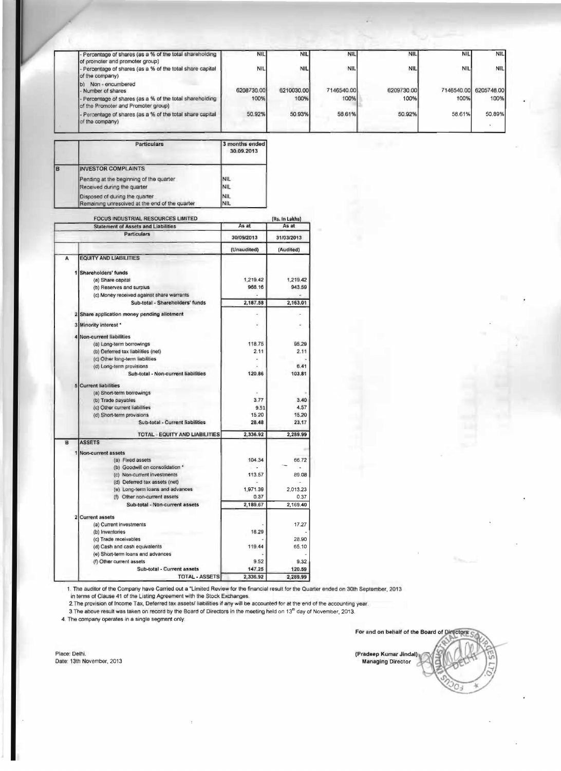| | | | | | | | |
|---|---|---|---|---|---|---|---|
| | - Percentage of shares (as a % of the total shareholding of promoter and promoter group) | NIL | NIL | NIL | NIL | NIL | NIL |
| | - Percentage of shares (as a % of the total share capital of the company) | NIL | NIL | NIL | NIL | NIL | NIL |
| | b) Non - encumbered<br>- Number of shares | 6208730.00 | 6210030.00 | 7146540.00 | 6209730.00 | 7146540.00 | 6205748.00 |
| | - Percentage of shares (as a % of the total shareholding of the Promoter and Promoter group) | 100% | 100% | 100% | 100% | 100% | 100% |
| | - Percentage of shares (as a % of the total share capital of the company) | 50.92% | 50.93% | 58.61% | 50.92% | 58.61% | 50.89% |

| | Particulars | 3 months ended 30.09.2013 |
|---|---|---|
| B | INVESTOR COMPLAINTS | |
| | Pending at the beginning of the quarter | NIL |
| | Received during the quarter | NIL |
| | Disposed of during the quarter | NIL |
| | Remaining unresolved at the end of the quarter | NIL |

FOCUS INDUSTRIAL RESOURCES LIMITED

(Rs. In Lakhs)

| | Statement of Assets and Liabilities<br>Particulars | As at 30/09/2013 | As at 31/03/2013 |
|---|---|---|---|
| | | (Unaudited) | (Audited) |
| A | EQUITY AND LIABILITIES | | |
| 1 | Shareholders' funds | | |
| | (a) Share capital | 1,219.42 | 1,219.42 |
| | (b) Reserves and surplus | 968.16 | 943.59 |
| | (c) Money received against share warrants | - | - |
| | Sub-total - Shareholders' funds | 2,187.58 | 2,163.01 |
| 2 | Share application money pending allotment | - | - |
| 3 | Minority interest * | - | - |
| 4 | Non-current liabilities | | |
| | (a) Long-term borrowings | 118.75 | 95.29 |
| | (b) Deferred tax liabilities (net) | 2.11 | 2.11 |
| | (c) Other long-term liabilities | - | - |
| | (d) Long-term provisions | - | 6.41 |
| | Sub-total - Non-current liabilities | 120.86 | 103.81 |
| 5 | Current liabilities | | |
| | (a) Short-term borrowings | - | - |
| | (b) Trade payables | 3.77 | 3.40 |
| | (c) Other current liabilities | 9.51 | 4.57 |
| | (d) Short-term provisions | 15.20 | 15.20 |
| | Sub-total - Current liabilities | 28.48 | 23.17 |
| | TOTAL - EQUITY AND LIABILITIES | 2,336.92 | 2,289.99 |
| B | ASSETS | | |
| 1 | Non-current assets | | |
| | (a) Fixed assets | 104.34 | 66.72 |
| | (b) Goodwill on consolidation * | - | - |
| | (c) Non-current investments | 113.57 | 89.08 |
| | (d) Deferred tax assets (net) | - | - |
| | (e) Long-term loans and advances | 1,971.39 | 2,013.23 |
| | (f) Other non-current assets | 0.37 | 0.37 |
| | Sub-total - Non-current assets | 2,189.67 | 2,169.40 |
| 2 | Current assets | | |
| | (a) Current investments | - | 17.27 |
| | (b) Inventories | 18.29 | - |
| | (c) Trade receivables | - | 28.90 |
| | (d) Cash and cash equivalents | 119.44 | 65.10 |
| | (e) Short-term loans and advances | - | - |
| | (f) Other current assets | 9.52 | 9.32 |
| | Sub-total - Current assets | 147.25 | 120.59 |
| | TOTAL - ASSETS | 2,336.92 | 2,289.99 |

1. The auditor of the Company have Carried out a "Limited Review for the financial result for the Quarter ended on 30th September, 2013 in terms of Clause 41 of the Listing Agreement with the Stock Exchanges.
2. The provision of Income Tax, Deferred tax assets/ liabilities if any will be accounted for at the end of the accounting year.
3. The above result was taken on record by the Board of Directors in the meeting held on 13th day of November, 2013.
4. The company operates in a single segment only.

For and on behalf of the Board of Directors

(Pradeep Kumar Jindal)
Managing Director

Place: Delhi.
Date: 13th November, 2013